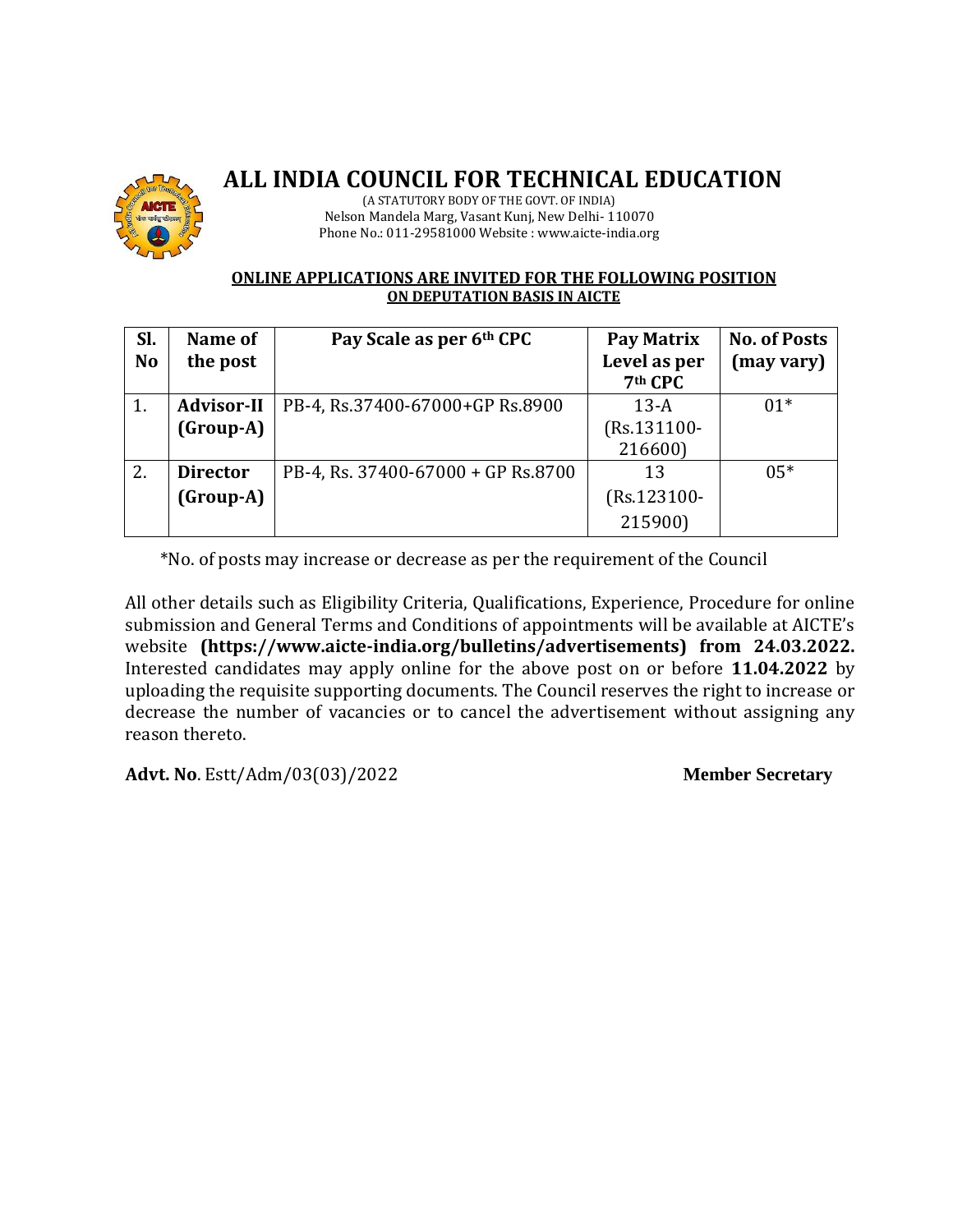# ALL INDIA COUNCIL FOR TECHNICAL EDUCATION

(A STATUTORY BODY OF THE GOVT. OF INDIA)
Nelson Mandela Marg, Vasant Kunj, New Delhi- 110070
Phone No.: 011-29581000 Website : www.aicte-india.org

**ONLINE APPLICATIONS ARE INVITED FOR THE FOLLOWING POSITION ON DEPUTATION BASIS IN AICTE**

| Sl. No | Name of the post | Pay Scale as per 6th CPC | Pay Matrix Level as per 7th CPC | No. of Posts (may vary) |
|---|---|---|---|---|
| 1. | **Advisor-II (Group-A)** | PB-4, Rs.37400-67000+GP Rs.8900 | 13-A (Rs.131100-216600) | 01* |
| 2. | **Director (Group-A)** | PB-4, Rs. 37400-67000 + GP Rs.8700 | 13 (Rs.123100-215900) | 05* |

*No. of posts may increase or decrease as per the requirement of the Council

All other details such as Eligibility Criteria, Qualifications, Experience, Procedure for online submission and General Terms and Conditions of appointments will be available at AICTE's website **(https://www.aicte-india.org/bulletins/advertisements) from 24.03.2022.** Interested candidates may apply online for the above post on or before **11.04.2022** by uploading the requisite supporting documents. The Council reserves the right to increase or decrease the number of vacancies or to cancel the advertisement without assigning any reason thereto.

**Advt. No**. Estt/Adm/03(03)/2022 **Member Secretary**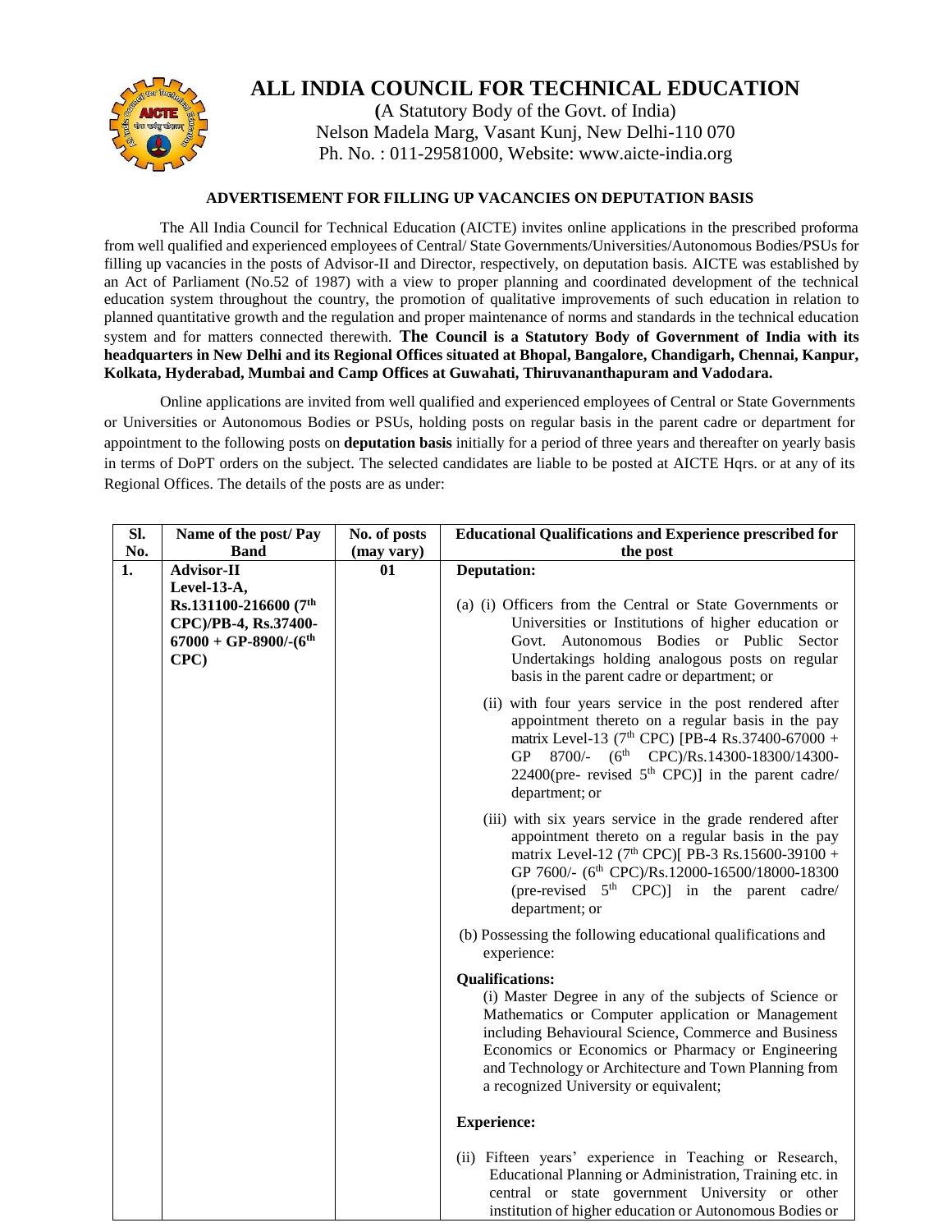# ALL INDIA COUNCIL FOR TECHNICAL EDUCATION

**(**A Statutory Body of the Govt. of India)
Nelson Madela Marg, Vasant Kunj, New Delhi-110 070
Ph. No. : 011-29581000, Website: www.aicte-india.org

**ADVERTISEMENT FOR FILLING UP VACANCIES ON DEPUTATION BASIS**

The All India Council for Technical Education (AICTE) invites online applications in the prescribed proforma from well qualified and experienced employees of Central/ State Governments/Universities/Autonomous Bodies/PSUs for filling up vacancies in the posts of Advisor-II and Director, respectively, on deputation basis. AICTE was established by an Act of Parliament (No.52 of 1987) with a view to proper planning and coordinated development of the technical education system throughout the country, the promotion of qualitative improvements of such education in relation to planned quantitative growth and the regulation and proper maintenance of norms and standards in the technical education system and for matters connected therewith. **The Council is a Statutory Body of Government of India with its headquarters in New Delhi and its Regional Offices situated at Bhopal, Bangalore, Chandigarh, Chennai, Kanpur, Kolkata, Hyderabad, Mumbai and Camp Offices at Guwahati, Thiruvananthapuram and Vadodara.**

Online applications are invited from well qualified and experienced employees of Central or State Governments or Universities or Autonomous Bodies or PSUs, holding posts on regular basis in the parent cadre or department for appointment to the following posts on **deputation basis** initially for a period of three years and thereafter on yearly basis in terms of DoPT orders on the subject. The selected candidates are liable to be posted at AICTE Hqrs. or at any of its Regional Offices. The details of the posts are as under:

| Sl. No. | Name of the post/ Pay Band | No. of posts (may vary) | Educational Qualifications and Experience prescribed for the post |
|---|---|---|---|
| **1.** | **Advisor-II Level-13-A, Rs.131100-216600 (7th CPC)/PB-4, Rs.37400-67000 + GP-8900/-(6th CPC)** | **01** | **Deputation:**<br><br>(a) (i) Officers from the Central or State Governments or Universities or Institutions of higher education or Govt. Autonomous Bodies or Public Sector Undertakings holding analogous posts on regular basis in the parent cadre or department; or<br><br>(ii) with four years service in the post rendered after appointment thereto on a regular basis in the pay matrix Level-13 (7th CPC) [PB-4 Rs.37400-67000 + GP 8700/- (6th CPC)/Rs.14300-18300/14300-22400(pre- revised 5th CPC)] in the parent cadre/ department; or<br><br>(iii) with six years service in the grade rendered after appointment thereto on a regular basis in the pay matrix Level-12 (7th CPC)[ PB-3 Rs.15600-39100 + GP 7600/- (6th CPC)/Rs.12000-16500/18000-18300 (pre-revised 5th CPC)] in the parent cadre/ department; or<br><br>(b) Possessing the following educational qualifications and experience:<br><br>**Qualifications:**<br>(i) Master Degree in any of the subjects of Science or Mathematics or Computer application or Management including Behavioural Science, Commerce and Business Economics or Economics or Pharmacy or Engineering and Technology or Architecture and Town Planning from a recognized University or equivalent;<br><br>**Experience:**<br><br>(ii) Fifteen years' experience in Teaching or Research, Educational Planning or Administration, Training etc. in central or state government University or other institution of higher education or Autonomous Bodies or |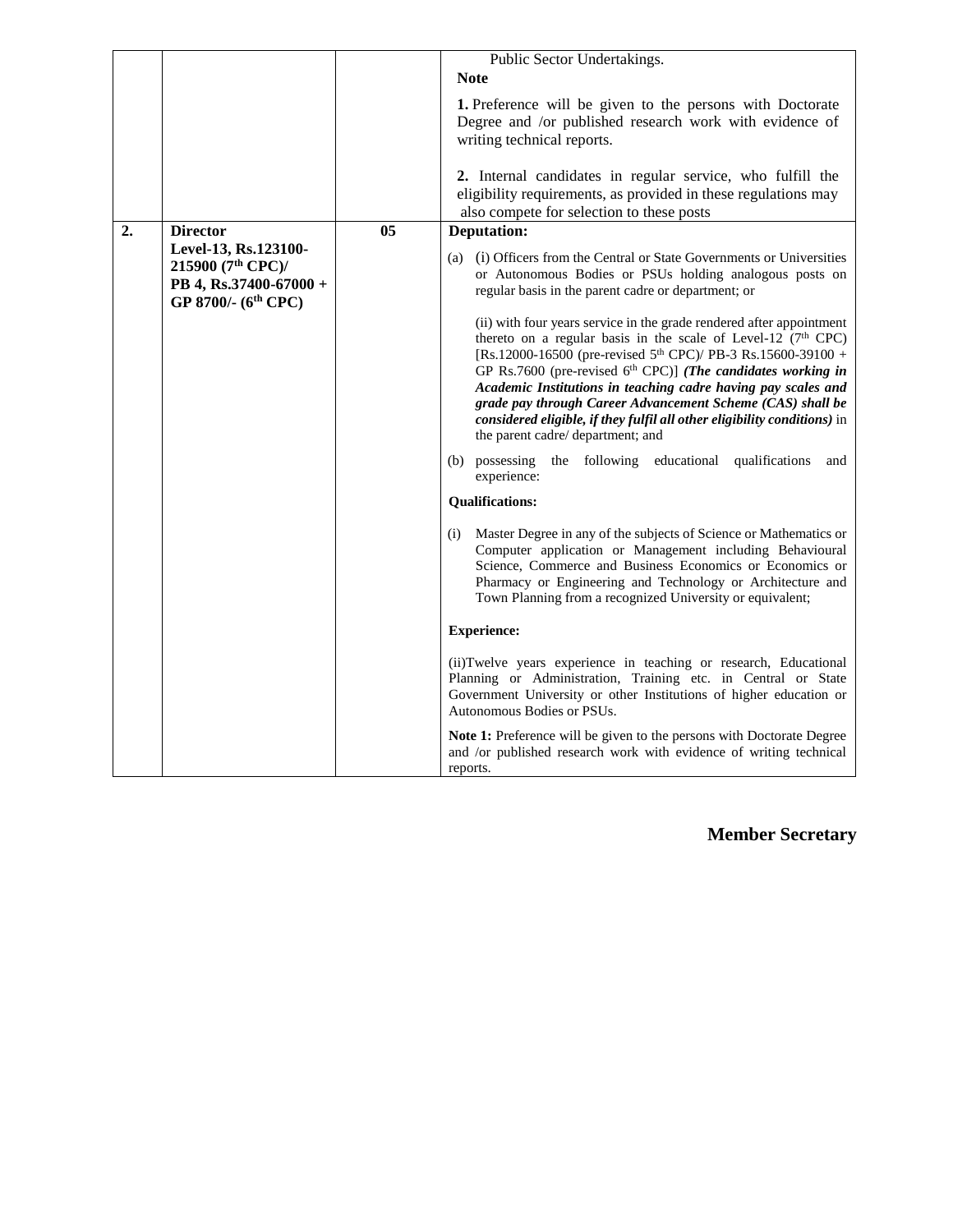| | | | |
|---|---|---|---|
| | | | Public Sector Undertakings.<br>**Note**<br>**1.** Preference will be given to the persons with Doctorate Degree and /or published research work with evidence of writing technical reports.<br>**2.** Internal candidates in regular service, who fulfill the eligibility requirements, as provided in these regulations may also compete for selection to these posts |
| **2.** | **Director**<br>**Level-13, Rs.123100-215900 (7th CPC)/**<br>**PB 4, Rs.37400-67000 + GP 8700/- (6th CPC)** | **05** | **Deputation:**<br>(a) (i) Officers from the Central or State Governments or Universities or Autonomous Bodies or PSUs holding analogous posts on regular basis in the parent cadre or department; or<br>(ii) with four years service in the grade rendered after appointment thereto on a regular basis in the scale of Level-12 (7th CPC) [Rs.12000-16500 (pre-revised 5th CPC)/ PB-3 Rs.15600-39100 + GP Rs.7600 (pre-revised 6th CPC)] ***(The candidates working in Academic Institutions in teaching cadre having pay scales and grade pay through Career Advancement Scheme (CAS) shall be considered eligible, if they fulfil all other eligibility conditions)*** in the parent cadre/ department; and<br>(b) possessing the following educational qualifications and experience:<br>**Qualifications:**<br>(i) Master Degree in any of the subjects of Science or Mathematics or Computer application or Management including Behavioural Science, Commerce and Business Economics or Economics or Pharmacy or Engineering and Technology or Architecture and Town Planning from a recognized University or equivalent;<br>**Experience:**<br>(ii)Twelve years experience in teaching or research, Educational Planning or Administration, Training etc. in Central or State Government University or other Institutions of higher education or Autonomous Bodies or PSUs.<br>**Note 1:** Preference will be given to the persons with Doctorate Degree and /or published research work with evidence of writing technical reports. |

**Member Secretary**